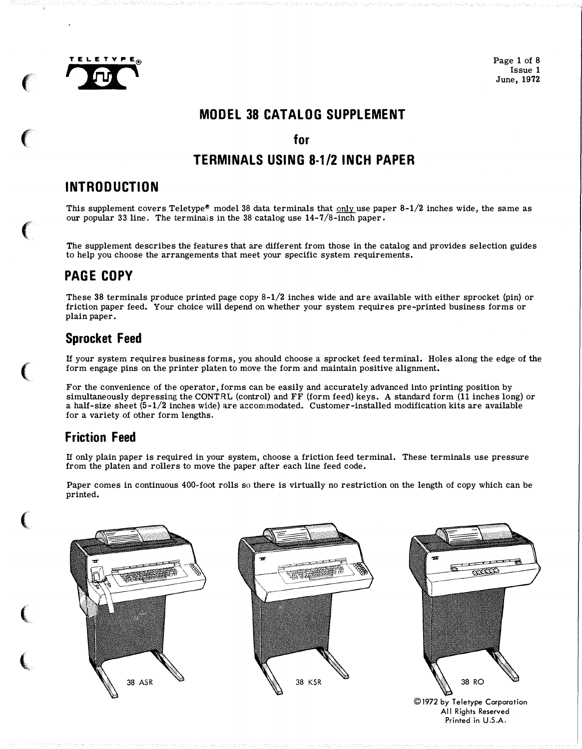TELETYPE®

Page 1 of 8
Issue 1
June, 1972

# MODEL 38 CATALOG SUPPLEMENT

## for

## TERMINALS USING 8-1/2 INCH PAPER

## INTRODUCTION

This supplement covers Teletype® model 38 data terminals that only use paper 8-1/2 inches wide, the same as our popular 33 line. The terminals in the 38 catalog use 14-7/8-inch paper.

The supplement describes the features that are different from those in the catalog and provides selection guides to help you choose the arrangements that meet your specific system requirements.

## PAGE COPY

These 38 terminals produce printed page copy 8-1/2 inches wide and are available with either sprocket (pin) or friction paper feed. Your choice will depend on whether your system requires pre-printed business forms or plain paper.

### Sprocket Feed

If your system requires business forms, you should choose a sprocket feed terminal. Holes along the edge of the form engage pins on the printer platen to move the form and maintain positive alignment.

For the convenience of the operator, forms can be easily and accurately advanced into printing position by simultaneously depressing the CONTRL (control) and FF (form feed) keys. A standard form (11 inches long) or a half-size sheet (5-1/2 inches wide) are accommodated. Customer-installed modification kits are available for a variety of other form lengths.

### Friction Feed

If only plain paper is required in your system, choose a friction feed terminal. These terminals use pressure from the platen and rollers to move the paper after each line feed code.

Paper comes in continuous 400-foot rolls so there is virtually no restriction on the length of copy which can be printed.

38 ASR

38 KSR

38 RO

©1972 by Teletype Corporation
All Rights Reserved
Printed in U.S.A.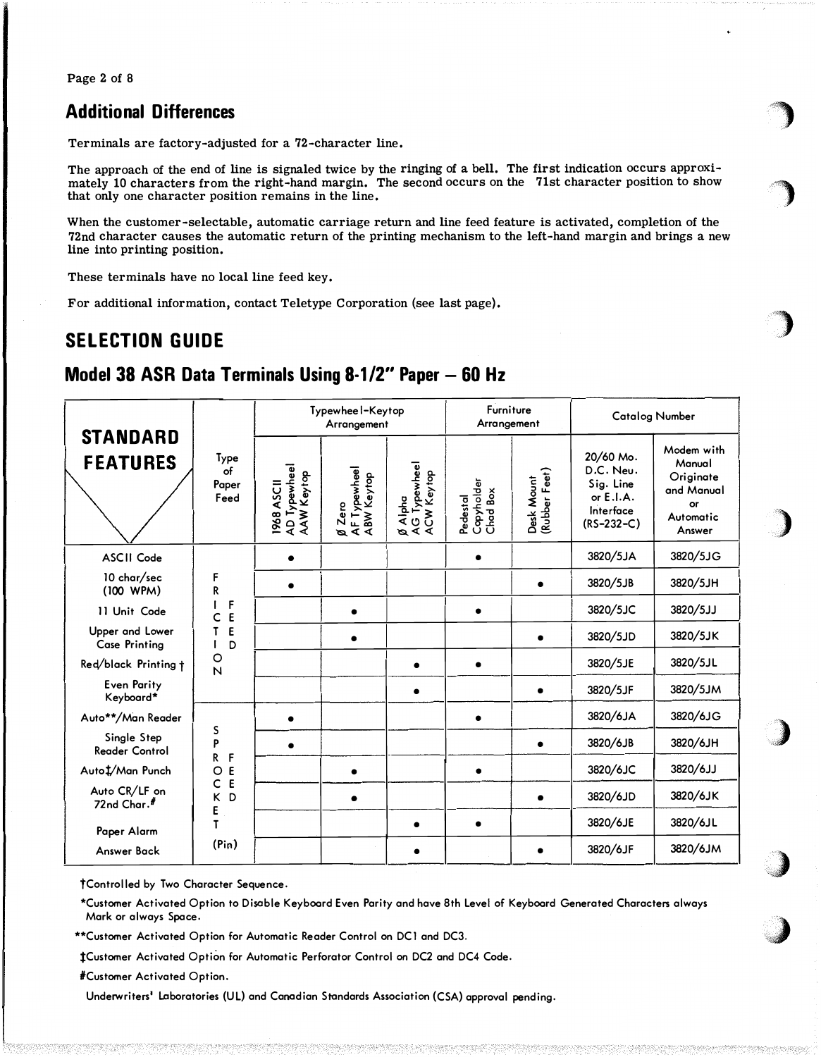## Additional Differences

Terminals are factory-adjusted for a 72-character line.

The approach of the end of line is signaled twice by the ringing of a bell. The first indication occurs approximately 10 characters from the right-hand margin. The second occurs on the 71st character position to show that only one character position remains in the line.

When the customer-selectable, automatic carriage return and line feed feature is activated, completion of the 72nd character causes the automatic return of the printing mechanism to the left-hand margin and brings a new line into printing position.

These terminals have no local line feed key.

For additional information, contact Teletype Corporation (see last page).

# SELECTION GUIDE

## Model 38 ASR Data Terminals Using 8-1/2" Paper – 60 Hz

| STANDARD FEATURES | Type of Paper Feed | Typewheel-Keytop Arrangement | | | Furniture Arrangement | | Catalog Number | |
|---|---|---|---|---|---|---|---|---|
| | | 1968 ASCII AD Typewheel AAW Keytop | Ø Zero AF Typewheel ABW Keytop | Ø Alpha AG Typewheel ACW Keytop | Pedestal Copyholder Chad Box | Desk Mount (Rubber Feet) | 20/60 Ma. D.C. Neu. Sig. Line or E.I.A. Interface (RS-232-C) | Modem with Manual Originate and Manual or Automatic Answer |
| ASCII Code | FRICTION FEED | • | | | • | | 3820/5JA | 3820/5JG |
| 10 char/sec (100 WPM) | | • | | | | • | 3820/5JB | 3820/5JH |
| 11 Unit Code | | | • | | • | | 3820/5JC | 3820/5JJ |
| Upper and Lower Case Printing | | | • | | | • | 3820/5JD | 3820/5JK |
| Red/black Printing † | | | | • | • | | 3820/5JE | 3820/5JL |
| Even Parity Keyboard* | | | | • | | • | 3820/5JF | 3820/5JM |
| Auto**/Man Reader | SPROCKET FEED (Pin) | • | | | • | | 3820/6JA | 3820/6JG |
| Single Step Reader Control | | • | | | | • | 3820/6JB | 3820/6JH |
| Auto‡/Man Punch | | | • | | • | | 3820/6JC | 3820/6JJ |
| Auto CR/LF on 72nd Char.# | | | • | | | • | 3820/6JD | 3820/6JK |
| Paper Alarm | | | | • | • | | 3820/6JE | 3820/6JL |
| Answer Back | | | | • | | • | 3820/6JF | 3820/6JM |

†Controlled by Two Character Sequence.

*Customer Activated Option to Disable Keyboard Even Parity and have 8th Level of Keyboard Generated Characters always Mark or always Space.

**Customer Activated Option for Automatic Reader Control on DC1 and DC3.

‡Customer Activated Option for Automatic Perforator Control on DC2 and DC4 Code.

#Customer Activated Option.

Underwriters' Laboratories (UL) and Canadian Standards Association (CSA) approval pending.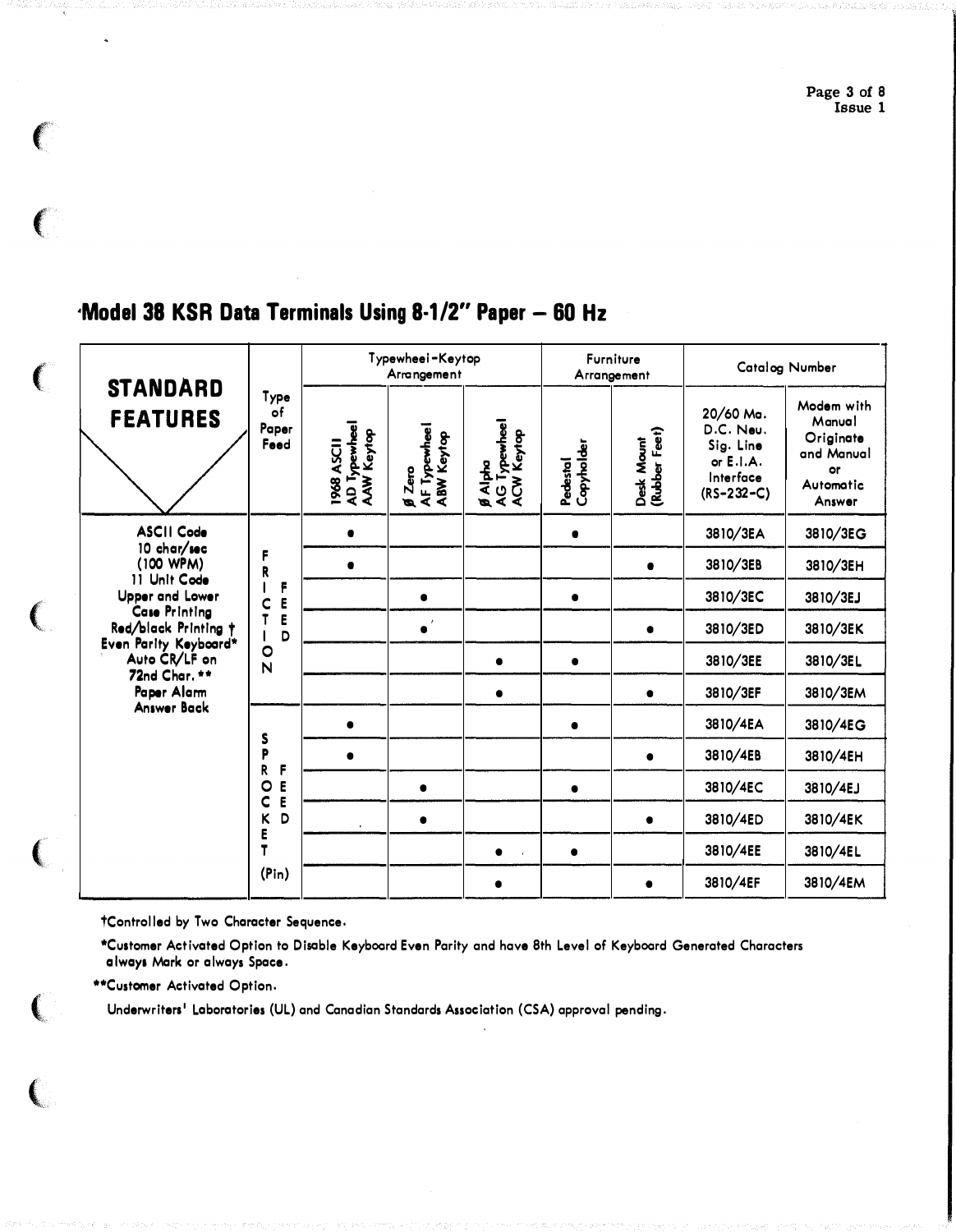## Model 38 KSR Data Terminals Using 8-1/2" Paper — 60 Hz

| STANDARD FEATURES | Type of Paper Feed | Typewheel-Keytop Arrangement | | | Furniture Arrangement | | Catalog Number | |
|---|---|---|---|---|---|---|---|---|
| | | 1968 ASCII AD Typewheel AAW Keytop | Ø Zero AF Typewheel ABW Keytop | Ø Alpha AG Typewheel ACW Keytop | Pedestal Copyholder | Desk Mount (Rubber Feet) | 20/60 Ma. D.C. Neu. Sig. Line or E.I.A. Interface (RS-232-C) | Modem with Manual Originate and Manual or Automatic Answer |
| ASCII Code<br>10 char/sec (100 WPM)<br>11 Unit Code<br>Upper and Lower Case Printing<br>Red/black Printing †<br>Even Parity Keyboard*<br>Auto CR/LF on 72nd Char. **<br>Paper Alarm<br>Answer Back | FRICTION FEED | • | | | • | | 3810/3EA | 3810/3EG |
| | | • | | | | • | 3810/3EB | 3810/3EH |
| | | | • | | • | | 3810/3EC | 3810/3EJ |
| | | | • | | | • | 3810/3ED | 3810/3EK |
| | | | | • | • | | 3810/3EE | 3810/3EL |
| | | | | • | | • | 3810/3EF | 3810/3EM |
| | SPROCKET FEED (Pin) | • | | | • | | 3810/4EA | 3810/4EG |
| | | • | | | | • | 3810/4EB | 3810/4EH |
| | | | • | | • | | 3810/4EC | 3810/4EJ |
| | | | • | | | • | 3810/4ED | 3810/4EK |
| | | | | • | • | | 3810/4EE | 3810/4EL |
| | | | | • | | • | 3810/4EF | 3810/4EM |

†Controlled by Two Character Sequence.

*Customer Activated Option to Disable Keyboard Even Parity and have 8th Level of Keyboard Generated Characters always Mark or always Space.

**Customer Activated Option.

Underwriters' Laboratories (UL) and Canadian Standards Association (CSA) approval pending.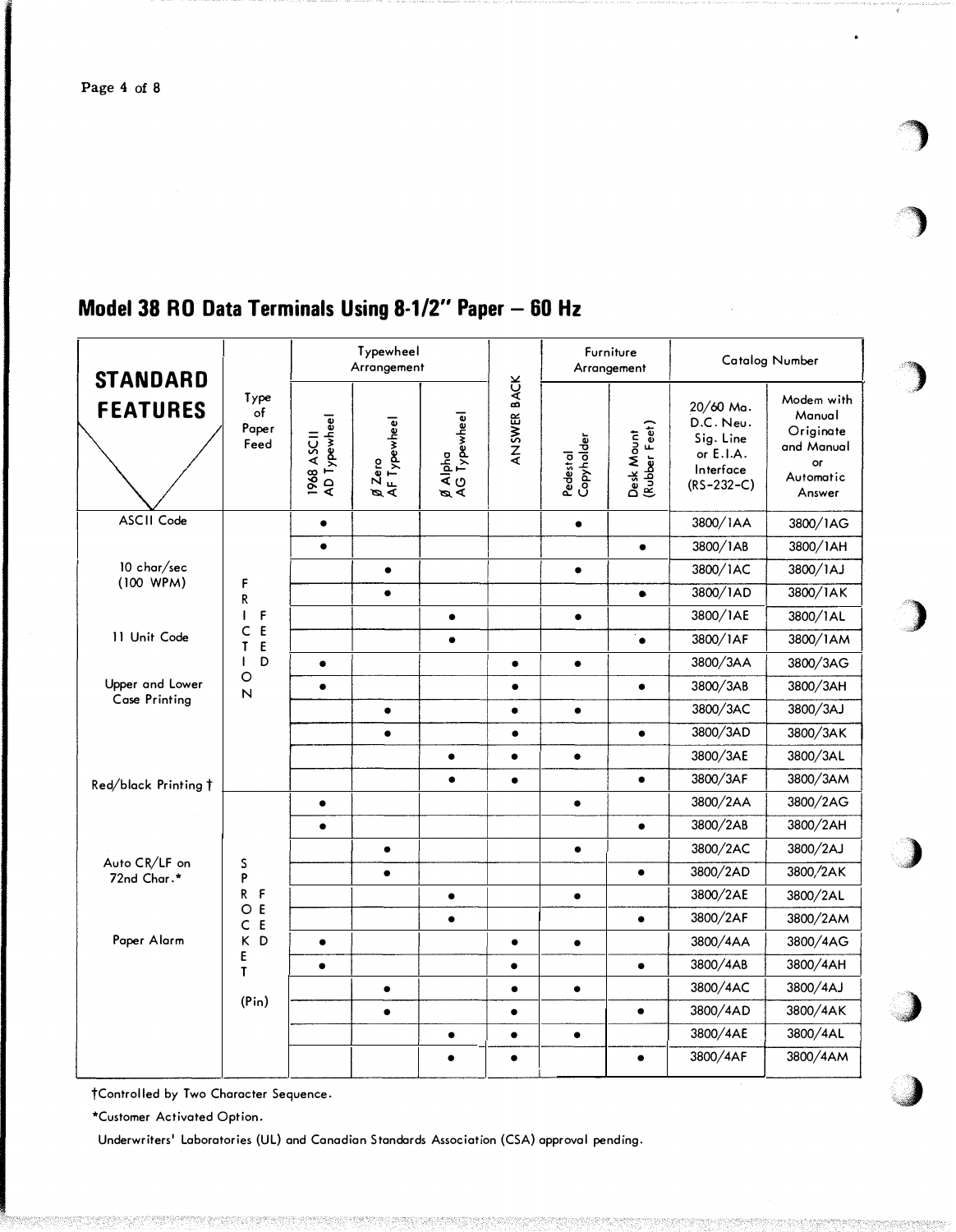## Model 38 RO Data Terminals Using 8-1/2" Paper – 60 Hz

| STANDARD FEATURES | Type of Paper Feed | Typewheel Arrangement | | | ANSWER BACK | Furniture Arrangement | | Catalog Number | |
|---|---|---|---|---|---|---|---|---|---|
| | | 1968 ASCII AD Typewheel | Ø Zero AF Typewheel | Ø Alpha AG Typewheel | | Pedestal Copyholder | Desk Mount (Rubber Feet) | 20/60 Ma. D.C. Neu. Sig. Line or E.I.A. Interface (RS-232-C) | Modem with Manual Originate and Manual or Automatic Answer |
| ASCII Code | FRICTION FEED | • | | | | • | | 3800/1AA | 3800/1AG |
| | | • | | | | | • | 3800/1AB | 3800/1AH |
| 10 char/sec (100 WPM) | | | • | | | • | | 3800/1AC | 3800/1AJ |
| | | | • | | | | • | 3800/1AD | 3800/1AK |
| | | | | • | | • | | 3800/1AE | 3800/1AL |
| 11 Unit Code | | | | • | | | • | 3800/1AF | 3800/1AM |
| | | • | | | • | • | | 3800/3AA | 3800/3AG |
| Upper and Lower Case Printing | | • | | | • | | • | 3800/3AB | 3800/3AH |
| | | | • | | • | • | | 3800/3AC | 3800/3AJ |
| | | | • | | • | | • | 3800/3AD | 3800/3AK |
| | | | | • | • | • | | 3800/3AE | 3800/3AL |
| Red/black Printing † | | | | • | • | | • | 3800/3AF | 3800/3AM |
| | SPROCKET FEED (Pin) | • | | | | • | | 3800/2AA | 3800/2AG |
| | | • | | | | | • | 3800/2AB | 3800/2AH |
| | | | • | | | • | | 3800/2AC | 3800/2AJ |
| Auto CR/LF on 72nd Char.* | | | • | | | | • | 3800/2AD | 3800/2AK |
| | | | | • | | • | | 3800/2AE | 3800/2AL |
| | | | | • | | | • | 3800/2AF | 3800/2AM |
| Paper Alarm | | • | | | • | • | | 3800/4AA | 3800/4AG |
| | | • | | | • | | • | 3800/4AB | 3800/4AH |
| | | | • | | • | • | | 3800/4AC | 3800/4AJ |
| | | | • | | • | | • | 3800/4AD | 3800/4AK |
| | | | | • | • | • | | 3800/4AE | 3800/4AL |
| | | | | • | • | | • | 3800/4AF | 3800/4AM |

†Controlled by Two Character Sequence.

*Customer Activated Option.

Underwriters' Laboratories (UL) and Canadian Standards Association (CSA) approval pending.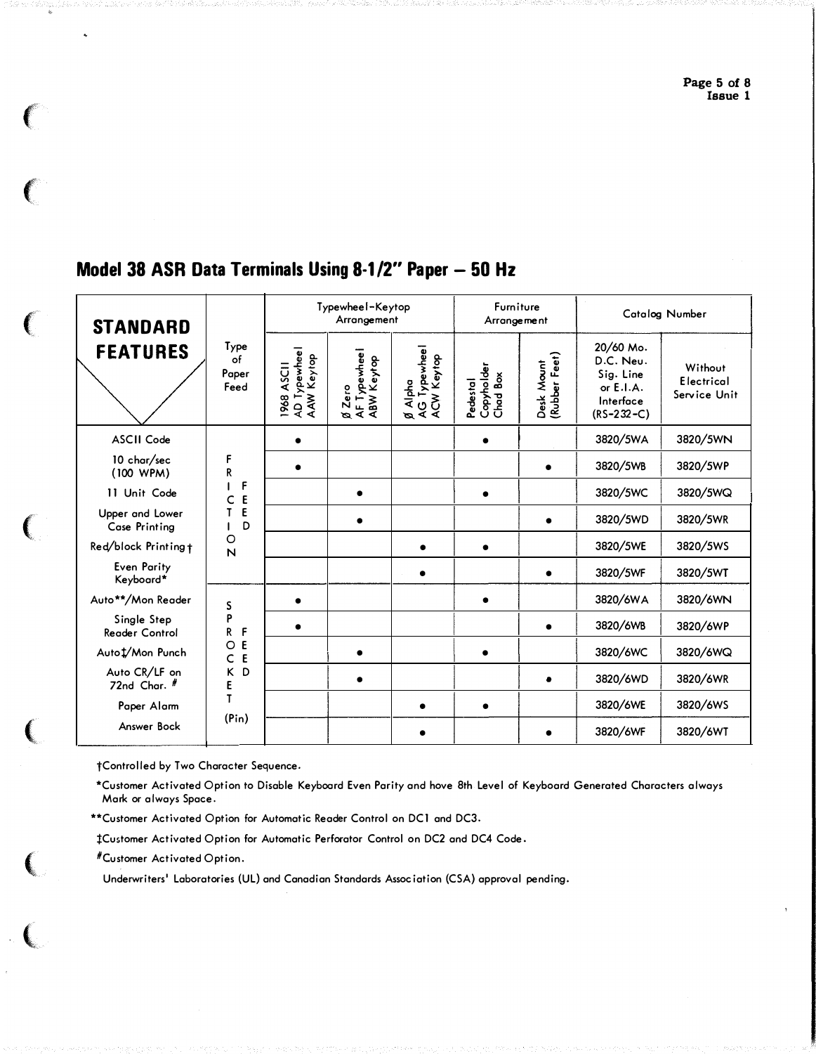## Model 38 ASR Data Terminals Using 8-1/2" Paper — 50 Hz

| STANDARD FEATURES | Type of Paper Feed | Typewheel-Keytop Arrangement: 1968 ASCII AD Typewheel AAW Keytop | Typewheel-Keytop Arrangement: Ø Zero AF Typewheel ABW Keytop | Typewheel-Keytop Arrangement: Ø Alpha AG Typewheel ACW Keytop | Furniture Arrangement: Pedestal Copyholder Chad Box | Furniture Arrangement: Desk Mount (Rubber Feet) | Catalog Number: 20/60 Mo. D.C. Neu. Sig. Line or E.I.A. Interface (RS-232-C) | Catalog Number: Without Electrical Service Unit |
|---|---|---|---|---|---|---|---|---|
| ASCII Code | FRICTION FEED | • | | | • | | 3820/5WA | 3820/5WN |
| 10 char/sec (100 WPM) | | • | | | | • | 3820/5WB | 3820/5WP |
| 11 Unit Code | | | • | | • | | 3820/5WC | 3820/5WQ |
| Upper and Lower Case Printing | | | • | | | • | 3820/5WD | 3820/5WR |
| Red/block Printing† | | | | • | • | | 3820/5WE | 3820/5WS |
| Even Parity Keyboard* | | | | • | | • | 3820/5WF | 3820/5WT |
| Auto**/Mon Reader | SPROCKET FEED (Pin) | • | | | • | | 3820/6WA | 3820/6WN |
| Single Step Reader Control | | • | | | | • | 3820/6WB | 3820/6WP |
| Auto‡/Mon Punch | | | • | | • | | 3820/6WC | 3820/6WQ |
| Auto CR/LF on 72nd Char. # | | | • | | | • | 3820/6WD | 3820/6WR |
| Paper Alarm | | | | • | • | | 3820/6WE | 3820/6WS |
| Answer Back | | | | • | | • | 3820/6WF | 3820/6WT |

†Controlled by Two Character Sequence.

*Customer Activated Option to Disable Keyboard Even Parity and have 8th Level of Keyboard Generated Characters always Mark or always Space.

**Customer Activated Option for Automatic Reader Control on DC1 and DC3.

‡Customer Activated Option for Automatic Perforator Control on DC2 and DC4 Code.

#Customer Activated Option.

Underwriters' Laboratories (UL) and Canadian Standards Association (CSA) approval pending.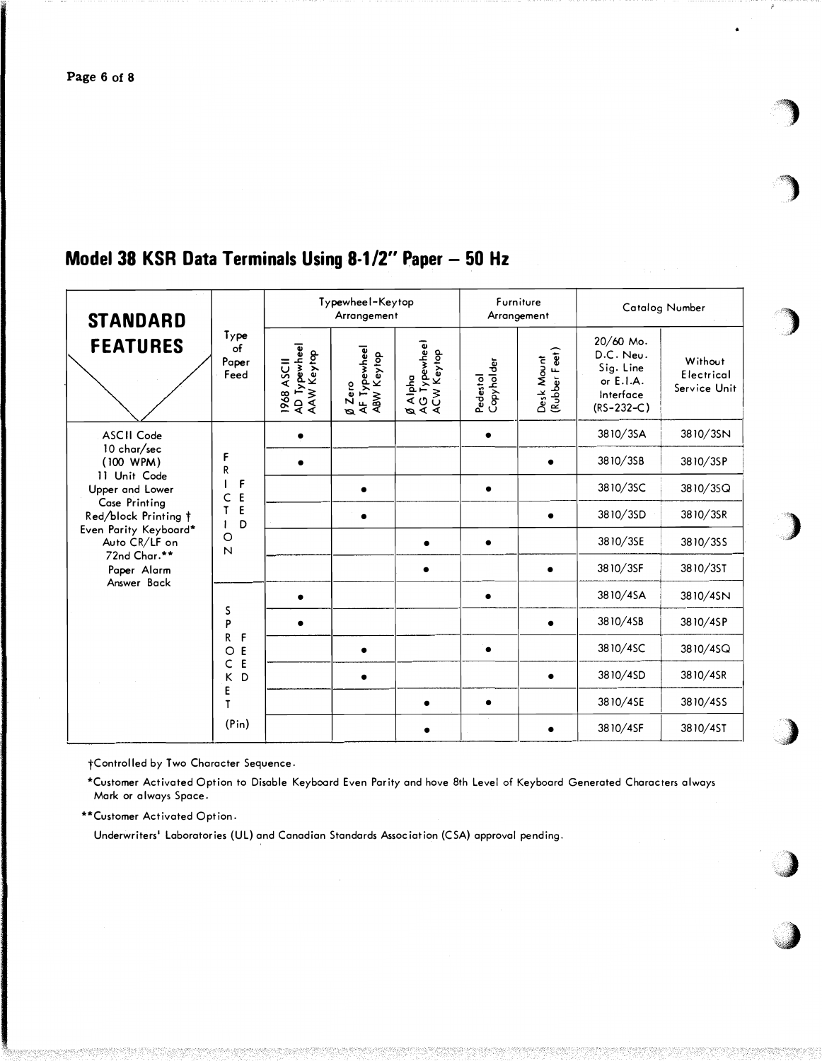## Model 38 KSR Data Terminals Using 8-1/2" Paper – 50 Hz

| STANDARD FEATURES | Type of Paper Feed | Typewheel-Keytop Arrangement | | | Furniture Arrangement | | Catalog Number | |
|---|---|---|---|---|---|---|---|---|
| | | 1968 ASCII AD Typewheel AAW Keytop | Ø Zero AF Typewheel ABW Keytop | Ø Alpha AG Typewheel ACW Keytop | Pedestal Copyholder | Desk Mount (Rubber Feet) | 20/60 Ma. D.C. Neu. Sig. Line or E.I.A. Interface (RS-232-C) | Without Electrical Service Unit |
| ASCII Code 10 char/sec (100 WPM) 11 Unit Code Upper and Lower Case Printing Red/block Printing † Even Parity Keyboard* Auto CR/LF on 72nd Char.** Paper Alarm Answer Back | FRICTION FEED | • | | | • | | 3810/3SA | 3810/3SN |
| | | • | | | | • | 3810/3SB | 3810/3SP |
| | | | • | | • | | 3810/3SC | 3810/3SQ |
| | | | • | | | • | 3810/3SD | 3810/3SR |
| | | | | • | • | | 3810/3SE | 3810/3SS |
| | | | | • | | • | 3810/3SF | 3810/3ST |
| | SPROCKET FEED (Pin) | • | | | • | | 3810/4SA | 3810/4SN |
| | | • | | | | • | 3810/4SB | 3810/4SP |
| | | | • | | • | | 3810/4SC | 3810/4SQ |
| | | | • | | | • | 3810/4SD | 3810/4SR |
| | | | | • | • | | 3810/4SE | 3810/4SS |
| | | | | • | | • | 3810/4SF | 3810/4ST |

†Controlled by Two Character Sequence.

*Customer Activated Option to Disable Keyboard Even Parity and have 8th Level of Keyboard Generated Characters always Mark or always Space.

**Customer Activated Option.

Underwriters' Laboratories (UL) and Canadian Standards Association (CSA) approval pending.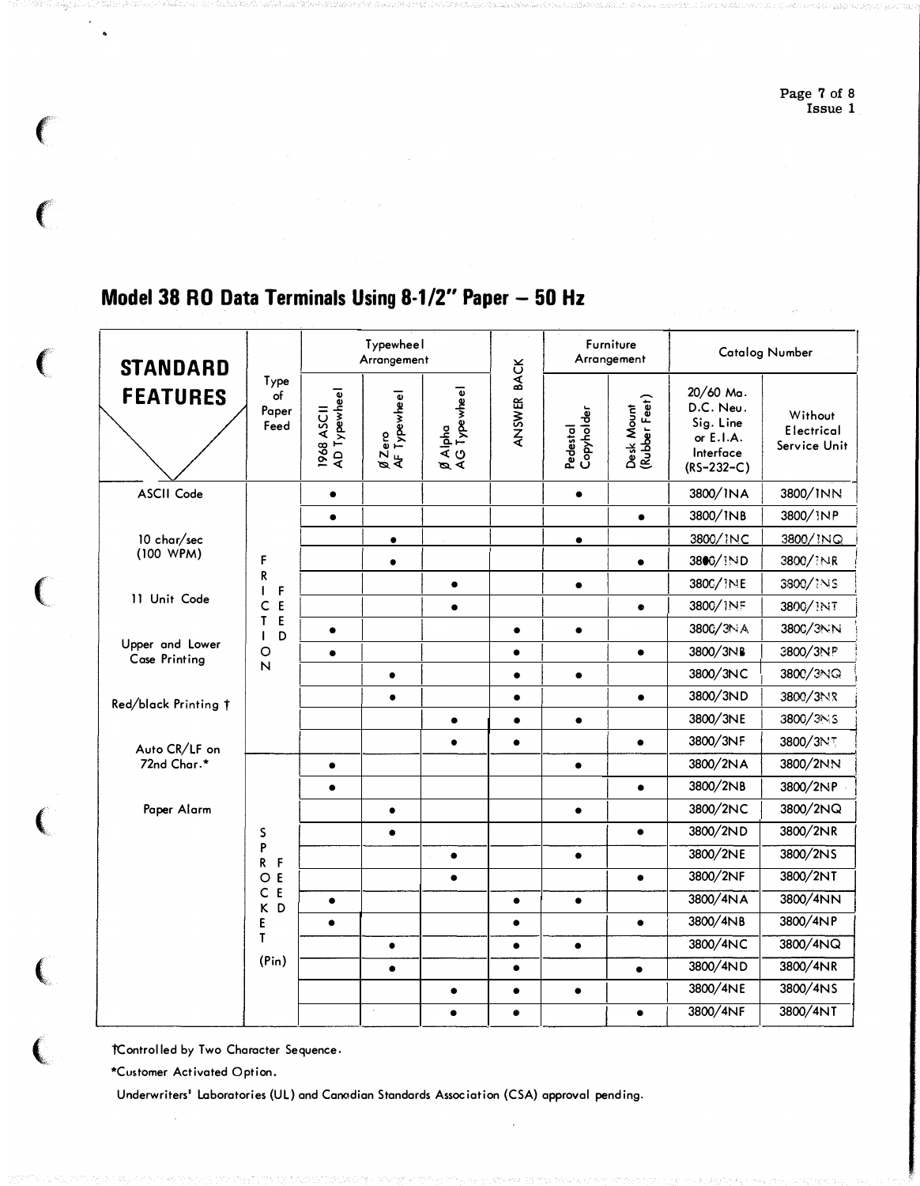# Model 38 RO Data Terminals Using 8-1/2" Paper – 50 Hz

| STANDARD FEATURES | Type of Paper Feed | Typewheel Arrangement | | | ANSWER BACK | Furniture Arrangement | | Catalog Number | |
|---|---|---|---|---|---|---|---|---|---|
| | | 1968 ASCII AD Typewheel | Ø Zero AF Typewheel | Ø Alpha AG Typewheel | | Pedestal Copyholder | Desk Mount (Rubber Feet) | 20/60 Ma. D.C. Neu. Sig. Line or E.I.A. Interface (RS-232-C) | Without Electrical Service Unit |
| ASCII Code | FRICTION FEED | • | | | | • | | 3800/1NA | 3800/1NN |
| | | • | | | | | • | 3800/1NB | 3800/1NP |
| 10 char/sec (100 WPM) | | | • | | | • | | 3800/1NC | 3800/1NQ |
| | | | • | | | | • | 3800/1ND | 3800/1NR |
| 11 Unit Code | | | | • | | • | | 3800/1NE | 3800/1NS |
| | | | | • | | | • | 3800/1NF | 3800/1NT |
| Upper and Lower Case Printing | | • | | | • | • | | 3800/3NA | 3800/3NN |
| | | • | | | • | | • | 3800/3NB | 3800/3NP |
| Red/black Printing † | | | • | | • | • | | 3800/3NC | 3800/3NQ |
| | | | • | | • | | • | 3800/3ND | 3800/3NR |
| Auto CR/LF on 72nd Char.* | | | | • | • | • | | 3800/3NE | 3800/3NS |
| | | | | • | • | | • | 3800/3NF | 3800/3NT |
| Paper Alarm | SPROCKET FEED (Pin) | • | | | | • | | 3800/2NA | 3800/2NN |
| | | • | | | | | • | 3800/2NB | 3800/2NP |
| | | | • | | | • | | 3800/2NC | 3800/2NQ |
| | | | • | | | | • | 3800/2ND | 3800/2NR |
| | | | | • | | • | | 3800/2NE | 3800/2NS |
| | | | | • | | | • | 3800/2NF | 3800/2NT |
| | | • | | | • | • | | 3800/4NA | 3800/4NN |
| | | • | | | • | | • | 3800/4NB | 3800/4NP |
| | | | • | | • | • | | 3800/4NC | 3800/4NQ |
| | | | • | | • | | • | 3800/4ND | 3800/4NR |
| | | | | • | • | • | | 3800/4NE | 3800/4NS |
| | | | | • | • | | • | 3800/4NF | 3800/4NT |

†Controlled by Two Character Sequence.

*Customer Activated Option.

Underwriters' Laboratories (UL) and Canadian Standards Association (CSA) approval pending.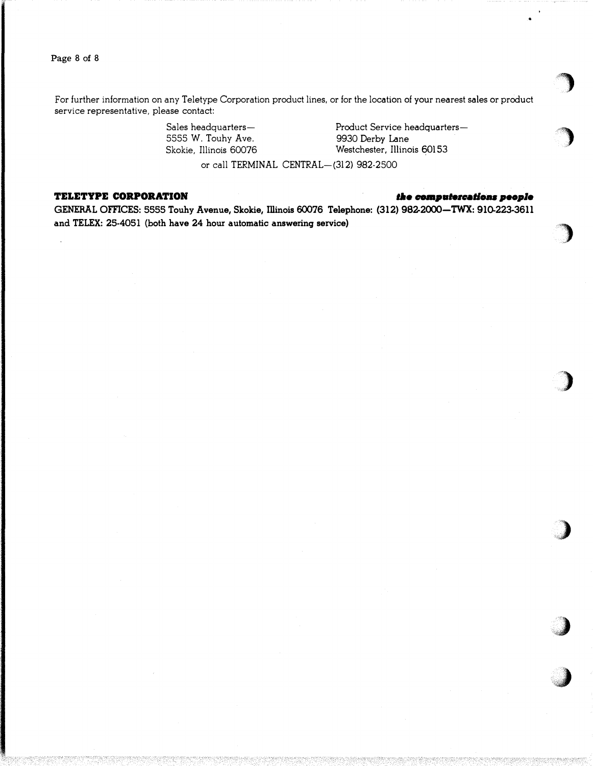For further information on any Teletype Corporation product lines, or for the location of your nearest sales or product service representative, please contact:

Sales headquarters—
5555 W. Touhy Ave.
Skokie, Illinois 60076

Product Service headquarters—
9930 Derby Lane
Westchester, Illinois 60153

or call TERMINAL CENTRAL—(312) 982-2500

**TELETYPE CORPORATION** ***the computercations people***

**GENERAL OFFICES: 5555 Touhy Avenue, Skokie, Illinois 60076 Telephone: (312) 982-2000—TWX: 910-223-3611 and TELEX: 25-4051 (both have 24 hour automatic answering service)**